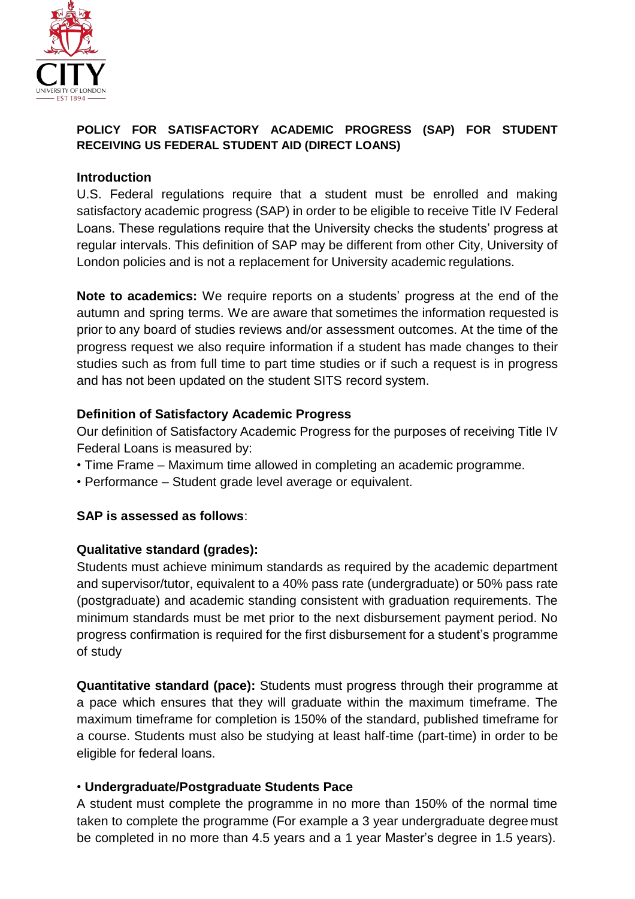**POLICY FOR SATISFACTORY ACADEMIC PROGRESS (SAP) FOR STUDENT RECEIVING US FEDERAL STUDENT AID (DIRECT LOANS)**

**Introduction**

U.S. Federal regulations require that a student must be enrolled and making satisfactory academic progress (SAP) in order to be eligible to receive Title IV Federal Loans. These regulations require that the University checks the students' progress at regular intervals. This definition of SAP may be different from other City, University of London policies and is not a replacement for University academic regulations.

**Note to academics:** We require reports on a students' progress at the end of the autumn and spring terms. We are aware that sometimes the information requested is prior to any board of studies reviews and/or assessment outcomes. At the time of the progress request we also require information if a student has made changes to their studies such as from full time to part time studies or if such a request is in progress and has not been updated on the student SITS record system.

**Definition of Satisfactory Academic Progress**

Our definition of Satisfactory Academic Progress for the purposes of receiving Title IV Federal Loans is measured by:

- Time Frame – Maximum time allowed in completing an academic programme.
- Performance – Student grade level average or equivalent.

**SAP is assessed as follows**:

**Qualitative standard (grades):**

Students must achieve minimum standards as required by the academic department and supervisor/tutor, equivalent to a 40% pass rate (undergraduate) or 50% pass rate (postgraduate) and academic standing consistent with graduation requirements. The minimum standards must be met prior to the next disbursement payment period. No progress confirmation is required for the first disbursement for a student's programme of study

**Quantitative standard (pace):** Students must progress through their programme at a pace which ensures that they will graduate within the maximum timeframe. The maximum timeframe for completion is 150% of the standard, published timeframe for a course. Students must also be studying at least half-time (part-time) in order to be eligible for federal loans.

- **Undergraduate/Postgraduate Students Pace**

A student must complete the programme in no more than 150% of the normal time taken to complete the programme (For example a 3 year undergraduate degree must be completed in no more than 4.5 years and a 1 year Master's degree in 1.5 years).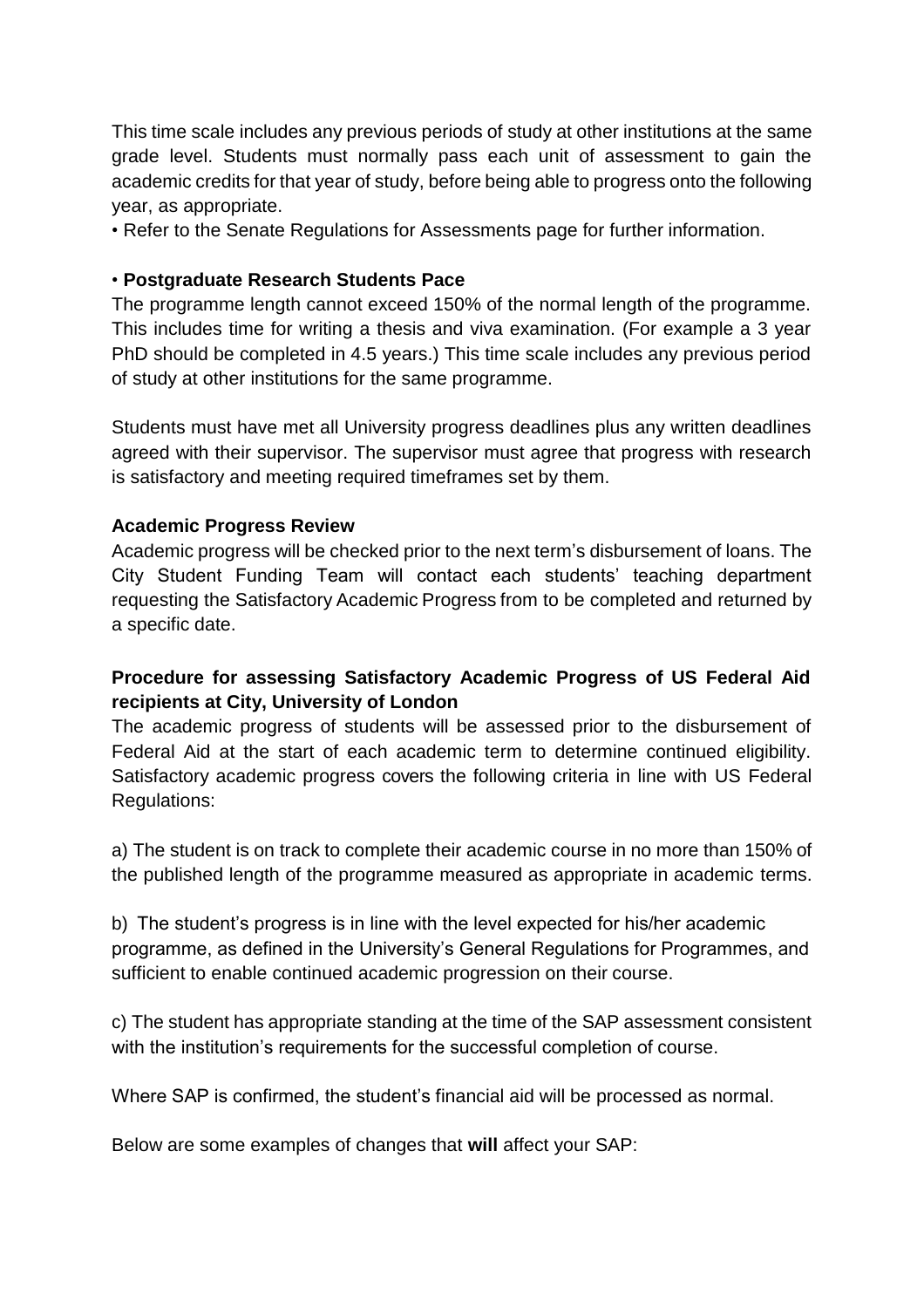This time scale includes any previous periods of study at other institutions at the same grade level. Students must normally pass each unit of assessment to gain the academic credits for that year of study, before being able to progress onto the following year, as appropriate.

- Refer to the Senate Regulations for Assessments page for further information.

- **Postgraduate Research Students Pace**

The programme length cannot exceed 150% of the normal length of the programme. This includes time for writing a thesis and viva examination. (For example a 3 year PhD should be completed in 4.5 years.) This time scale includes any previous period of study at other institutions for the same programme.

Students must have met all University progress deadlines plus any written deadlines agreed with their supervisor. The supervisor must agree that progress with research is satisfactory and meeting required timeframes set by them.

**Academic Progress Review**

Academic progress will be checked prior to the next term's disbursement of loans. The City Student Funding Team will contact each students' teaching department requesting the Satisfactory Academic Progress from to be completed and returned by a specific date.

**Procedure for assessing Satisfactory Academic Progress of US Federal Aid recipients at City, University of London**

The academic progress of students will be assessed prior to the disbursement of Federal Aid at the start of each academic term to determine continued eligibility. Satisfactory academic progress covers the following criteria in line with US Federal Regulations:

a) The student is on track to complete their academic course in no more than 150% of the published length of the programme measured as appropriate in academic terms.

b) The student's progress is in line with the level expected for his/her academic programme, as defined in the University's General Regulations for Programmes, and sufficient to enable continued academic progression on their course.

c) The student has appropriate standing at the time of the SAP assessment consistent with the institution's requirements for the successful completion of course.

Where SAP is confirmed, the student's financial aid will be processed as normal.

Below are some examples of changes that **will** affect your SAP: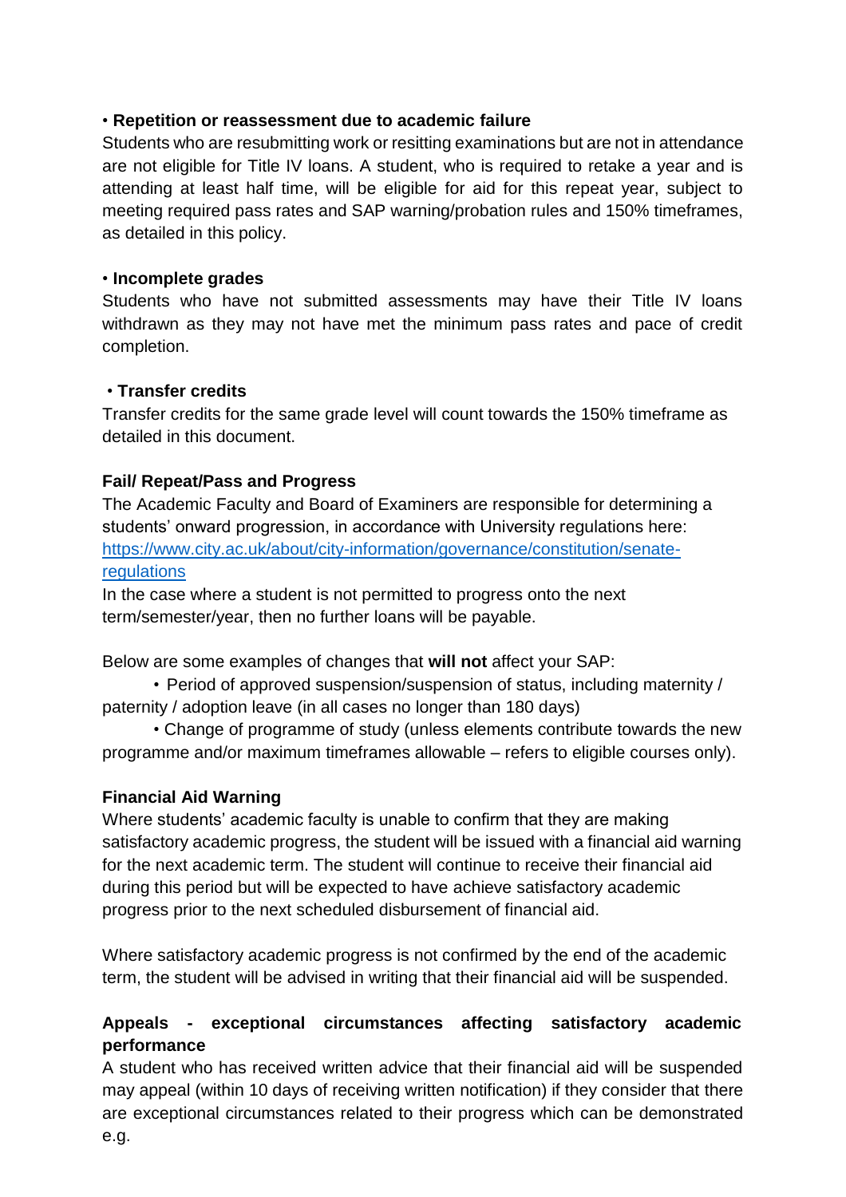• **Repetition or reassessment due to academic failure**

Students who are resubmitting work or resitting examinations but are not in attendance are not eligible for Title IV loans. A student, who is required to retake a year and is attending at least half time, will be eligible for aid for this repeat year, subject to meeting required pass rates and SAP warning/probation rules and 150% timeframes, as detailed in this policy.

• **Incomplete grades**

Students who have not submitted assessments may have their Title IV loans withdrawn as they may not have met the minimum pass rates and pace of credit completion.

• **Transfer credits**

Transfer credits for the same grade level will count towards the 150% timeframe as detailed in this document.

**Fail/ Repeat/Pass and Progress**

The Academic Faculty and Board of Examiners are responsible for determining a students' onward progression, in accordance with University regulations here: [https://www.city.ac.uk/about/city-information/governance/constitution/senate-regulations](https://www.city.ac.uk/about/city-information/governance/constitution/senate-regulations)

In the case where a student is not permitted to progress onto the next term/semester/year, then no further loans will be payable.

Below are some examples of changes that **will not** affect your SAP:

- Period of approved suspension/suspension of status, including maternity / paternity / adoption leave (in all cases no longer than 180 days)
- Change of programme of study (unless elements contribute towards the new programme and/or maximum timeframes allowable – refers to eligible courses only).

**Financial Aid Warning**

Where students' academic faculty is unable to confirm that they are making satisfactory academic progress, the student will be issued with a financial aid warning for the next academic term. The student will continue to receive their financial aid during this period but will be expected to have achieve satisfactory academic progress prior to the next scheduled disbursement of financial aid.

Where satisfactory academic progress is not confirmed by the end of the academic term, the student will be advised in writing that their financial aid will be suspended.

**Appeals - exceptional circumstances affecting satisfactory academic performance**

A student who has received written advice that their financial aid will be suspended may appeal (within 10 days of receiving written notification) if they consider that there are exceptional circumstances related to their progress which can be demonstrated e.g.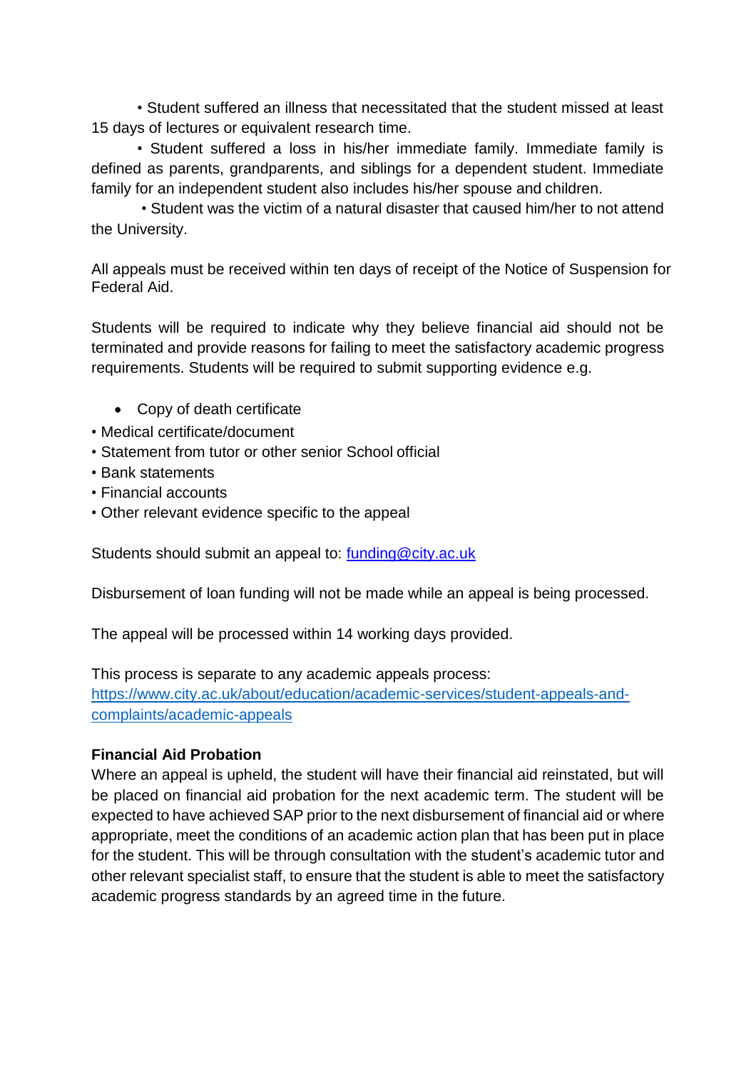- Student suffered an illness that necessitated that the student missed at least 15 days of lectures or equivalent research time.
- Student suffered a loss in his/her immediate family. Immediate family is defined as parents, grandparents, and siblings for a dependent student. Immediate family for an independent student also includes his/her spouse and children.
- Student was the victim of a natural disaster that caused him/her to not attend the University.

All appeals must be received within ten days of receipt of the Notice of Suspension for Federal Aid.

Students will be required to indicate why they believe financial aid should not be terminated and provide reasons for failing to meet the satisfactory academic progress requirements. Students will be required to submit supporting evidence e.g.

- Copy of death certificate
- Medical certificate/document
- Statement from tutor or other senior School official
- Bank statements
- Financial accounts
- Other relevant evidence specific to the appeal

Students should submit an appeal to: [funding@city.ac.uk](mailto:funding@city.ac.uk)

Disbursement of loan funding will not be made while an appeal is being processed.

The appeal will be processed within 14 working days provided.

This process is separate to any academic appeals process:
[https://www.city.ac.uk/about/education/academic-services/student-appeals-and-complaints/academic-appeals](https://www.city.ac.uk/about/education/academic-services/student-appeals-and-complaints/academic-appeals)

**Financial Aid Probation**

Where an appeal is upheld, the student will have their financial aid reinstated, but will be placed on financial aid probation for the next academic term. The student will be expected to have achieved SAP prior to the next disbursement of financial aid or where appropriate, meet the conditions of an academic action plan that has been put in place for the student. This will be through consultation with the student's academic tutor and other relevant specialist staff, to ensure that the student is able to meet the satisfactory academic progress standards by an agreed time in the future.